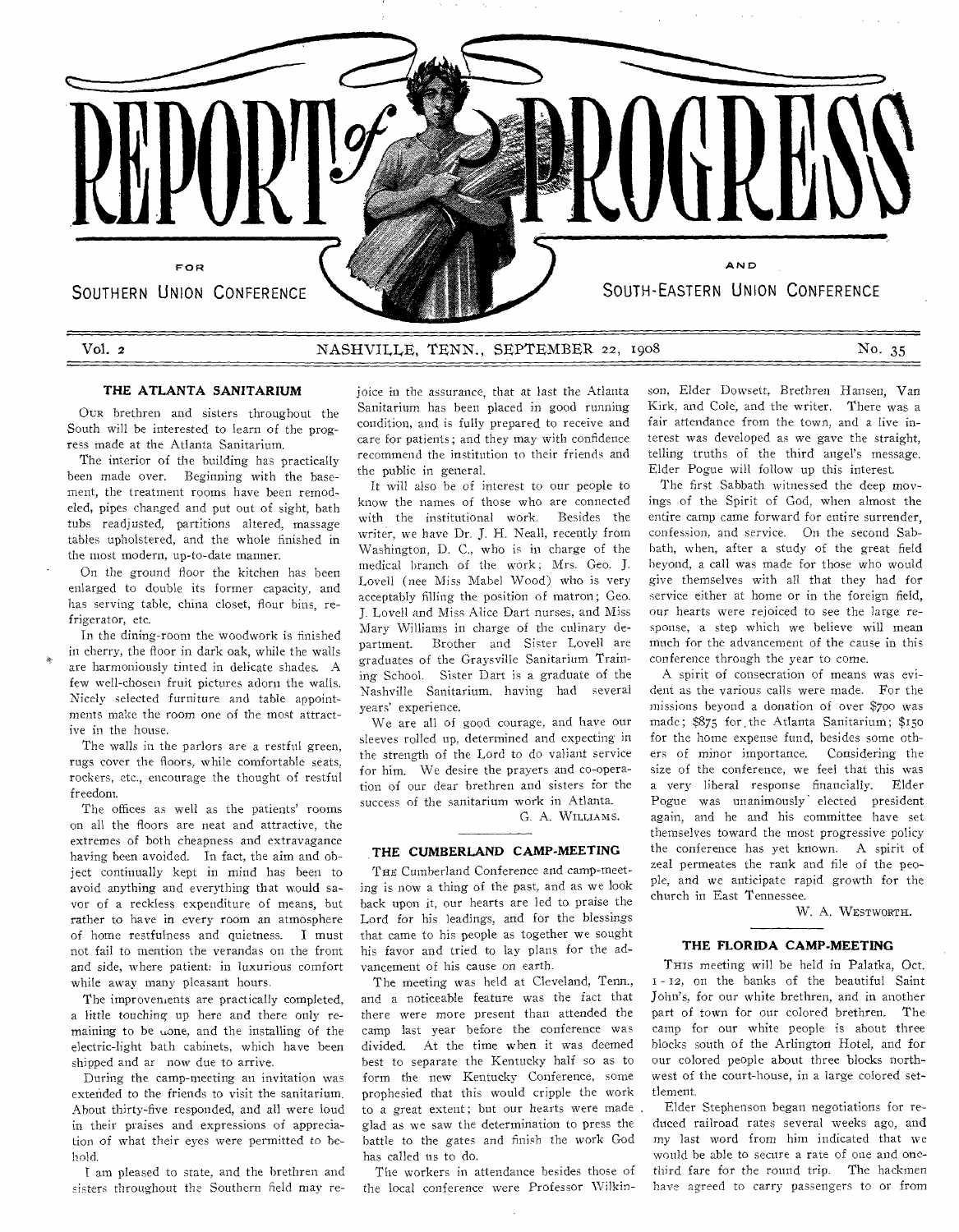# REPORT of PROGRESS

FOR SOUTHERN UNION CONFERENCE AND SOUTH-EASTERN UNION CONFERENCE

Vol. 2 NASHVILLE, TENN., SEPTEMBER 22, 1908 No. 35

## THE ATLANTA SANITARIUM

OUR brethren and sisters throughout the South will be interested to learn of the progress made at the Atlanta Sanitarium.

The interior of the building has practically been made over. Beginning with the basement, the treatment rooms have been remodeled, pipes changed and put out of sight, bath tubs readjusted, partitions altered, massage tables upholstered, and the whole finished in the most modern, up-to-date manner.

On the ground floor the kitchen has been enlarged to double its former capacity, and has serving table, china closet, flour bins, refrigerator, etc.

In the dining-room the woodwork is finished in cherry, the floor in dark oak, while the walls are harmoniously tinted in delicate shades. A few well-chosen fruit pictures adorn the walls. Nicely selected furniture and table appointments make the room one of the most attractive in the house.

The walls in the parlors are a restful green, rugs cover the floors, while comfortable seats, rockers, etc., encourage the thought of restful freedom.

The offices as well as the patients' rooms on all the floors are neat and attractive, the extremes of both cheapness and extravagance having been avoided. In fact, the aim and object continually kept in mind has been to avoid anything and everything that would savor of a reckless expenditure of means, but rather to have in every room an atmosphere of home restfulness and quietness. I must not fail to mention the verandas on the front and side, where patients in luxurious comfort while away many pleasant hours.

The improvements are practically completed, a little touching up here and there only remaining to be done, and the installing of the electric-light bath cabinets, which have been shipped and are now due to arrive.

During the camp-meeting an invitation was extended to the friends to visit the sanitarium. About thirty-five responded, and all were loud in their praises and expressions of appreciation of what their eyes were permitted to behold.

I am pleased to state, and the brethren and sisters throughout the Southern field may rejoice in the assurance, that at last the Atlanta Sanitarium has been placed in good running condition, and is fully prepared to receive and care for patients; and they may with confidence recommend the institution to their friends and the public in general.

It will also be of interest to our people to know the names of those who are connected with the institutional work. Besides the writer, we have Dr. J. H. Neall, recently from Washington, D. C., who is in charge of the medical branch of the work; Mrs. Geo. J. Lovell (nee Miss Mabel Wood) who is very acceptably filling the position of matron; Geo. J. Lovell and Miss Alice Dart nurses, and Miss Mary Williams in charge of the culinary department. Brother and Sister Lovell are graduates of the Graysville Sanitarium Training School. Sister Dart is a graduate of the Nashville Sanitarium, having had several years' experience.

We are all of good courage, and have our sleeves rolled up, determined and expecting in the strength of the Lord to do valiant service for him. We desire the prayers and co-operation of our dear brethren and sisters for the success of the sanitarium work in Atlanta.

G. A. WILLIAMS.

## THE CUMBERLAND CAMP-MEETING

THE Cumberland Conference and camp-meeting is now a thing of the past, and as we look back upon it, our hearts are led to praise the Lord for his leadings, and for the blessings that came to his people as together we sought his favor and tried to lay plans for the advancement of his cause on earth.

The meeting was held at Cleveland, Tenn., and a noticeable feature was the fact that there were more present than attended the camp last year before the conference was divided. At the time when it was deemed best to separate the Kentucky half so as to form the new Kentucky Conference, some prophesied that this would cripple the work to a great extent; but our hearts were made glad as we saw the determination to press the battle to the gates and finish the work God has called us to do.

The workers in attendance besides those of the local conference were Professor Wilkinson, Elder Dowsett, Brethren Hansen, Van Kirk, and Cole, and the writer. There was a fair attendance from the town, and a live interest was developed as we gave the straight, telling truths of the third angel's message. Elder Pogue will follow up this interest.

The first Sabbath witnessed the deep movings of the Spirit of God, when almost the entire camp came forward for entire surrender, confession, and service. On the second Sabbath, when, after a study of the great field beyond, a call was made for those who would give themselves with all that they had for service either at home or in the foreign field, our hearts were rejoiced to see the large response, a step which we believe will mean much for the advancement of the cause in this conference through the year to come.

A spirit of consecration of means was evident as the various calls were made. For the missions beyond a donation of over $700 was made; $875 for the Atlanta Sanitarium; $150 for the home expense fund, besides some others of minor importance. Considering the size of the conference, we feel that this was a very liberal response financially. Elder Pogue was unanimously elected president again, and he and his committee have set themselves toward the most progressive policy the conference has yet known. A spirit of zeal permeates the rank and file of the people, and we anticipate rapid growth for the church in East Tennessee.

W. A. WESTWORTH.

## THE FLORIDA CAMP-MEETING

THIS meeting will be held in Palatka, Oct. 1 - 12, on the banks of the beautiful Saint John's, for our white brethren, and in another part of town for our colored brethren. The camp for our white people is about three blocks south of the Arlington Hotel, and for our colored people about three blocks northwest of the court-house, in a large colored settlement.

Elder Stephenson began negotiations for reduced railroad rates several weeks ago, and my last word from him indicated that we would be able to secure a rate of one and one-third fare for the round trip. The hackmen have agreed to carry passengers to or from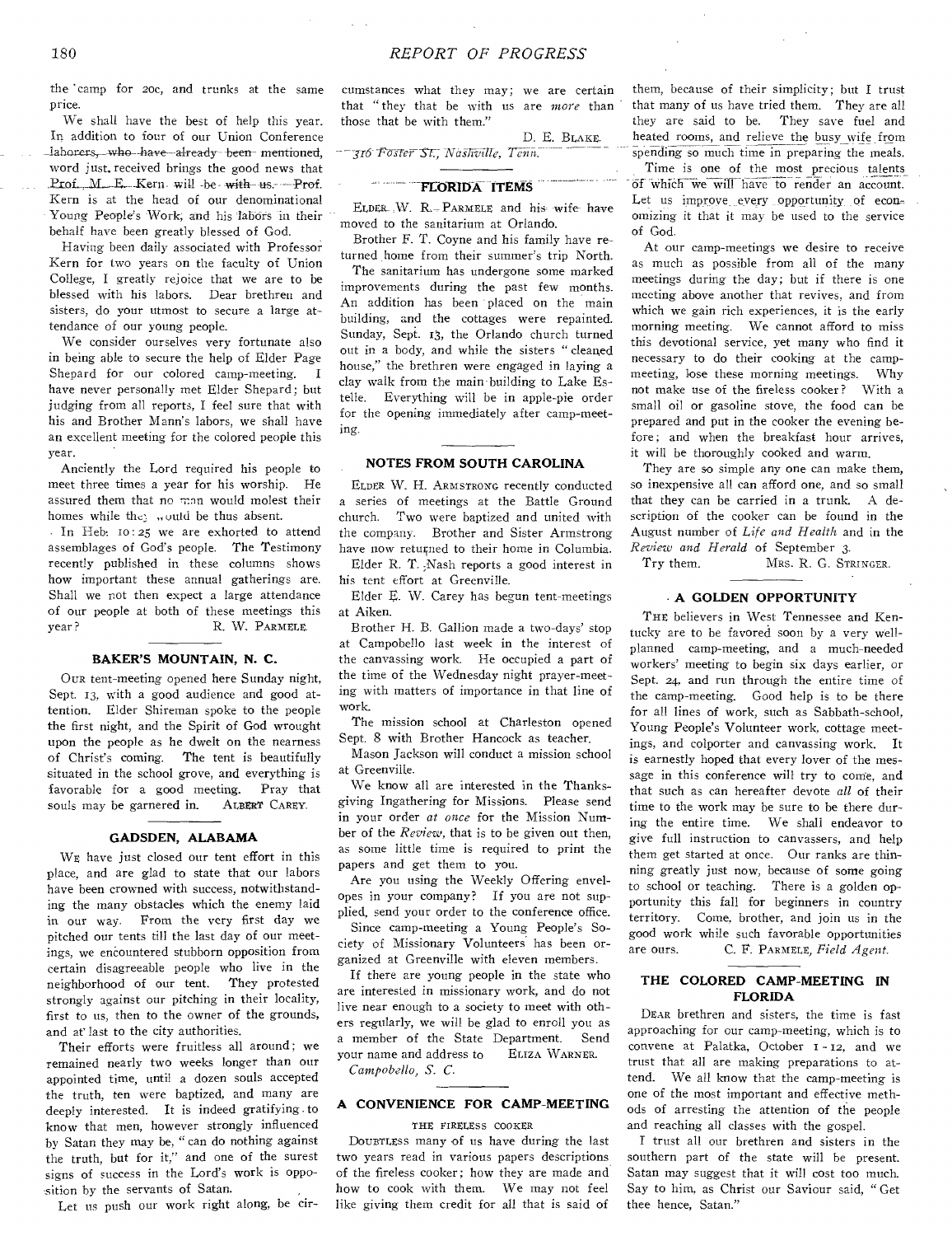the camp for 20c, and trunks at the same price.

We shall have the best of help this year. In addition to four of our Union Conference laborers, who have already been mentioned, word just received brings the good news that Prof. M. E. Kern will be with us. Prof. Kern is at the head of our denominational Young People's Work, and his labors in their behalf have been greatly blessed of God.

Having been daily associated with Professor Kern for two years on the faculty of Union College, I greatly rejoice that we are to be blessed with his labors. Dear brethren and sisters, do your utmost to secure a large attendance of our young people.

We consider ourselves very fortunate also in being able to secure the help of Elder Page Shepard for our colored camp-meeting. I have never personally met Elder Shepard; but judging from all reports, I feel sure that with his and Brother Mann's labors, we shall have an excellent meeting for the colored people this year.

Anciently the Lord required his people to meet three times a year for his worship. He assured them that no man would molest their homes while they would be thus absent.

In Heb. 10:25 we are exhorted to attend assemblages of God's people. The Testimony recently published in these columns shows how important these annual gatherings are. Shall we not then expect a large attendance of our people at both of these meetings this year?

R. W. PARMELE.

### BAKER'S MOUNTAIN, N. C.

OUR tent-meeting opened here Sunday night, Sept. 13, with a good audience and good attention. Elder Shireman spoke to the people the first night, and the Spirit of God wrought upon the people as he dwelt on the nearness of Christ's coming. The tent is beautifully situated in the school grove, and everything is favorable for a good meeting. Pray that souls may be garnered in.

ALBERT CAREY.

### GADSDEN, ALABAMA

WE have just closed our tent effort in this place, and are glad to state that our labors have been crowned with success, notwithstanding the many obstacles which the enemy laid in our way. From the very first day we pitched our tents till the last day of our meetings, we encountered stubborn opposition from certain disagreeable people who live in the neighborhood of our tent. They protested strongly against our pitching in their locality, first to us, then to the owner of the grounds, and at last to the city authorities.

Their efforts were fruitless all around; we remained nearly two weeks longer than our appointed time, until a dozen souls accepted the truth, ten were baptized, and many are deeply interested. It is indeed gratifying to know that men, however strongly influenced by Satan they may be, "can do nothing against the truth, but for it," and one of the surest signs of success in the Lord's work is opposition by the servants of Satan.

Let us push our work right along, be circumstances what they may; we are certain that "they that be with us are *more* than those that be with them."

D. E. BLAKE.

*316 Foster St., Nashville, Tenn.*

### FLORIDA ITEMS

ELDER W. R. PARMELE and his wife have moved to the sanitarium at Orlando.

Brother F. T. Coyne and his family have returned home from their summer's trip North.

The sanitarium has undergone some marked improvements during the past few months. An addition has been placed on the main building, and the cottages were repainted. Sunday, Sept. 13, the Orlando church turned out in a body, and while the sisters "cleaned house," the brethren were engaged in laying a clay walk from the main building to Lake Estelle. Everything will be in apple-pie order for the opening immediately after camp-meeting.

### NOTES FROM SOUTH CAROLINA

ELDER W. H. ARMSTRONG recently conducted a series of meetings at the Battle Ground church. Two were baptized and united with the company. Brother and Sister Armstrong have now returned to their home in Columbia.

Elder R. T. Nash reports a good interest in his tent effort at Greenville.

Elder E. W. Carey has begun tent-meetings at Aiken.

Brother H. B. Gallion made a two-days' stop at Campobello last week in the interest of the canvassing work. He occupied a part of the time of the Wednesday night prayer-meeting with matters of importance in that line of work.

The mission school at Charleston opened Sept. 8 with Brother Hancock as teacher.

Mason Jackson will conduct a mission school at Greenville.

We know all are interested in the Thanksgiving Ingathering for Missions. Please send in your order *at once* for the Mission Number of the *Review*, that is to be given out then, as some little time is required to print the papers and get them to you.

Are you using the Weekly Offering envelopes in your company? If you are not supplied, send your order to the conference office.

Since camp-meeting a Young People's Society of Missionary Volunteers has been organized at Greenville with eleven members.

If there are young people in the state who are interested in missionary work, and do not live near enough to a society to meet with others regularly, we will be glad to enroll you as a member of the State Department. Send your name and address to ELIZA WARNER.

*Campobello, S. C.*

### A CONVENIENCE FOR CAMP-MEETING

THE FIRELESS COOKER

DOUBTLESS many of us have during the last two years read in various papers descriptions of the fireless cooker; how they are made and how to cook with them. We may not feel like giving them credit for all that is said of them, because of their simplicity; but I trust that many of us have tried them. They are all they are said to be. They save fuel and heated rooms, and relieve the busy wife from spending so much time in preparing the meals.

Time is one of the most precious talents of which we will have to render an account. Let us improve every opportunity of economizing it that it may be used to the service of God.

At our camp-meetings we desire to receive as much as possible from all of the many meetings during the day; but if there is one meeting above another that revives, and from which we gain rich experiences, it is the early morning meeting. We cannot afford to miss this devotional service, yet many who find it necessary to do their cooking at the camp-meeting, lose these morning meetings. Why not make use of the fireless cooker? With a small oil or gasoline stove, the food can be prepared and put in the cooker the evening before; and when the breakfast hour arrives, it will be thoroughly cooked and warm.

They are so simple any one can make them, so inexpensive all can afford one, and so small that they can be carried in a trunk. A description of the cooker can be found in the August number of *Life and Health* and in the *Review and Herald* of September 3.

Try them.

MRS. R. G. STRINGER.

### A GOLDEN OPPORTUNITY

THE believers in West Tennessee and Kentucky are to be favored soon by a very well-planned camp-meeting, and a much-needed workers' meeting to begin six days earlier, or Sept. 24, and run through the entire time of the camp-meeting. Good help is to be there for all lines of work, such as Sabbath-school, Young People's Volunteer work, cottage meetings, and colporter and canvassing work. It is earnestly hoped that every lover of the message in this conference will try to come, and that such as can hereafter devote *all* of their time to the work may be sure to be there during the entire time. We shall endeavor to give full instruction to canvassers, and help them get started at once. Our ranks are thinning greatly just now, because of some going to school or teaching. There is a golden opportunity this fall for beginners in country territory. Come, brother, and join us in the good work while such favorable opportunities are ours.

C. F. PARMELE, *Field Agent.*

### THE COLORED CAMP-MEETING IN FLORIDA

DEAR brethren and sisters, the time is fast approaching for our camp-meeting, which is to convene at Palatka, October 1-12, and we trust that all are making preparations to attend. We all know that the camp-meeting is one of the most important and effective methods of arresting the attention of the people and reaching all classes with the gospel.

I trust all our brethren and sisters in the southern part of the state will be present. Satan may suggest that it will cost too much. Say to him, as Christ our Saviour said, "Get thee hence, Satan."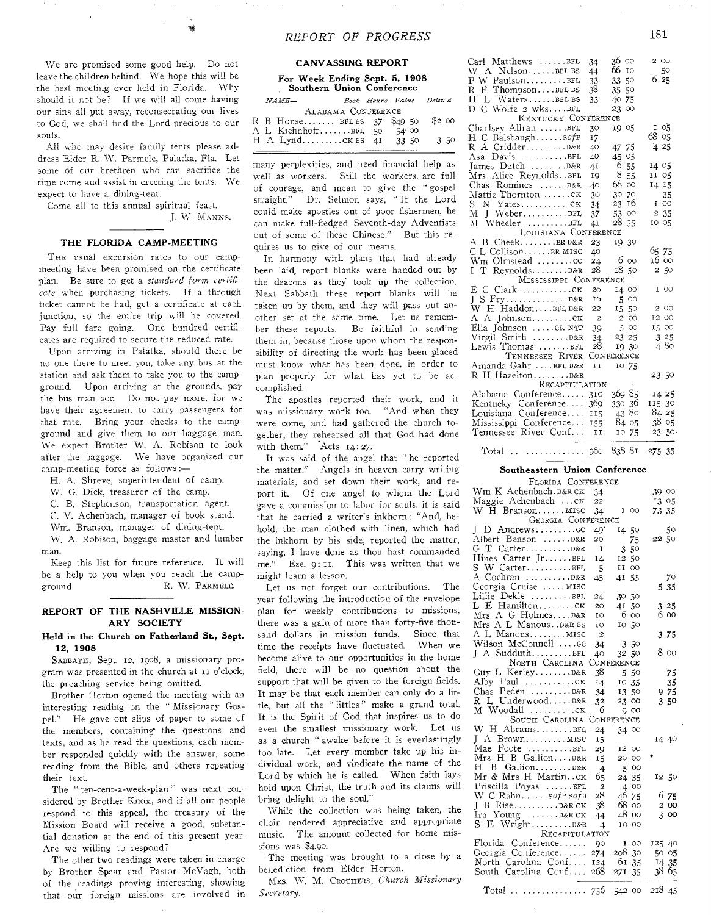We are promised some good help. Do not leave the children behind. We hope this will be the best meeting ever held in Florida. Why should it not be? If we will all come having our sins all put away, reconsecrating our lives to God, we shall find the Lord precious to our souls.

All who may desire family tents please address Elder R. W. Parmele, Palatka, Fla. Let some of our brethren who can sacrifice the time come and assist in erecting the tents. We expect to have a dining-tent.

Come all to this annual spiritual feast.

J. W. MANNS.

## THE FLORIDA CAMP-MEETING

THE usual excursion rates to our camp-meeting have been promised on the certificate plan. Be sure to get a *standard form certificate* when purchasing tickets. If a through ticket cannot be had, get a certificate at each junction, so the entire trip will be covered. Pay full fare going. One hundred certificates are required to secure the reduced rate.

Upon arriving in Palatka, should there be no one there to meet you, take any bus at the station and ask them to take you to the camp-ground. Upon arriving at the grounds, pay the bus man 20c. Do not pay more, for we have their agreement to carry passengers for that rate. Bring your checks to the camp-ground and give them to our baggage man. We expect Brother W. A. Robison to look after the baggage. We have organized our camp-meeting force as follows:—

H. A. Shreve, superintendent of camp.

W. G. Dick, treasurer of the camp.

C. B. Stephenson, transportation agent.

C. V. Achenbach, manager of book stand.

Wm. Branson, manager of dining-tent.

W. A. Robison, baggage master and lumber man.

Keep this list for future reference. It will be a help to you when you reach the camp-ground.

R. W. PARMELE.

## REPORT OF THE NASHVILLE MISSIONARY SOCIETY

### Held in the Church on Fatherland St., Sept. 12, 1908

SABBATH, Sept. 12, 1908, a missionary program was presented in the church at 11 o'clock, the preaching service being omitted.

Brother Horton opened the meeting with an interesting reading on the "Missionary Gospel." He gave out slips of paper to some of the members, containing the questions and texts, and as he read the questions, each member responded quickly with the answer, some reading from the Bible, and others repeating their text.

The "ten-cent-a-week-plan" was next considered by Brother Knox, and if all our people respond to this appeal, the treasury of the Mission Board will receive a good, substantial donation at the end of this present year. Are we willing to respond?

The other two readings were taken in charge by Brother Spear and Pastor McVagh, both of the readings proving interesting, showing that our foreign missions are involved in many perplexities, and need financial help as well as workers. Still the workers are full of courage, and mean to give the "gospel straight." Dr. Selmon says, "If the Lord could make apostles out of poor fishermen, he can make full-fledged Seventh-day Adventists out of some of these Chinese." But this requires us to give of our means.

In harmony with plans that had already been laid, report blanks were handed out by the deacons as they took up the collection. Next Sabbath these report blanks will be taken up by them, and they will pass out another set at the same time. Let us remember these reports. Be faithful in sending them in, because those upon whom the responsibility of directing the work has been placed must know what has been done, in order to plan properly for what has yet to be accomplished.

The apostles reported their work, and it was missionary work too. "And when they were come, and had gathered the church together, they rehearsed all that God had done with them." Acts 14:27.

It was said of the angel that "he reported the matter." Angels in heaven carry writing materials, and set down their work, and report it. Of one angel to whom the Lord gave a commission to labor for souls, it is said that he carried a writer's inkhorn: "And, behold, the man clothed with linen, which had the inkhorn by his side, reported the matter, saying, I have done as thou hast commanded me." Eze. 9:11. This was written that we might learn a lesson.

Let us not forget our contributions. The year following the introduction of the envelope plan for weekly contributions to missions, there was a gain of more than forty-five thousand dollars in mission funds. Since that time the receipts have fluctuated. When we become alive to our opportunities in the home field, there will be no question about the support that will be given to the foreign fields. It may be that each member can only do a little, but all the "littles" make a grand total. It is the Spirit of God that inspires us to do even the smallest missionary work. Let us as a church "awake before it is everlastingly too late. Let every member take up his individual work, and vindicate the name of the Lord by which he is called. When faith lays hold upon Christ, the truth and its claims will bring delight to the soul."

While the collection was being taken, the choir rendered appreciative and appropriate music. The amount collected for home missions was $4.90.

The meeting was brought to a close by a benediction from Elder Horton.

MRS. W. M. CROTHERS, *Church Missionary Secretary.*

## CANVASSING REPORT

### For Week Ending Sept. 5, 1908

### Southern Union Conference

| NAME— | Book | Hours | Value | Deliv'd |
|---|---|---|---|---|
| **ALABAMA CONFERENCE** | | | | |
| R B House | BFL BS | 37 | $49 50 | $2 00 |
| A L Kiehnhoff | BFL | 50 | 54 00 | |
| H A Lynd | CK BS | 41 | 33 50 | 3 50 |
| Carl Matthews | BFL | 34 | 36 00 | 2 00 |
| W A Nelson | BFL BS | 44 | 66 10 | 50 |
| P W Paulson | BFL | 33 | 33 50 | 6 25 |
| R F Thompson | BFL BS | 38 | 35 50 | |
| H L Waters | BFL BS | 33 | 40 75 | |
| D C Wolfe 2 wks | BFL | | 23 00 | |
| **KENTUCKY CONFERENCE** | | | | |
| Charlsey Allran | BFL | 30 | 19 05 | 1 05 |
| H C Balsbaugh | SofP | 17 | | 68 05 |
| R A Cridder | D&R | 40 | 47 75 | 4 25 |
| Asa Davis | BFL | 40 | 45 05 | |
| James Dutch | D&R | 41 | 6 55 | 14 05 |
| Mrs Alice Reynolds | BFL | 19 | 8 55 | 11 05 |
| Chas Romines | D&R | 40 | 68 00 | 14 15 |
| Mattie Thornton | CK | 30 | 30 70 | 35 |
| S N Yates | CK | 34 | 23 16 | 1 00 |
| M J Weber | BFL | 37 | 53 00 | 2 35 |
| M Wheeler | BFL | 41 | 28 55 | 10 05 |
| **LOUISIANA CONFERENCE** | | | | |
| A B Cheek | BR D&R | 23 | 19 30 | |
| C L Collison | BR MISC | 40 | | 65 75 |
| Wm Olmstead | GC | 24 | 6 00 | 16 00 |
| I T Reynolds | D&R | 28 | 18 50 | 2 50 |
| **MISSISSIPPI CONFERENCE** | | | | |
| E C Clark | CK | 20 | 14 00 | 1 00 |
| J S Fry | D&R | 10 | 5 00 | |
| W H Haddon | BFL D&R | 22 | 15 50 | 2 00 |
| A A Johnson | CK | 2 | 2 00 | 12 00 |
| Ella Johnson | CK NTP | 39 | 5 00 | 15 00 |
| Virgil Smith | D&R | 34 | 23 25 | 3 25 |
| Lewis Thomas | BFL | 28 | 19 30 | 4 80 |
| **TENNESSEE RIVER CONFERENCE** | | | | |
| Amanda Gahr | BFL D&R | 11 | 10 75 | |
| R H Hazelton | D&R | | | 23 50 |
| **RECAPITULATION** | | | | |
| Alabama Conference | | 310 | 369 85 | 14 25 |
| Kentucky Conference | | 369 | 330 36 | 115 30 |
| Louisiana Conference | | 115 | 43 80 | 84 25 |
| Mississippi Conference | | 155 | 84 05 | 38 05 |
| Tennessee River Conf. | | 11 | 10 75 | 23 50 |
| Total | | 960 | 838 81 | 275 35 |

### Southeastern Union Conference

| NAME— | Book | Hours | Value | Deliv'd |
|---|---|---|---|---|
| **FLORIDA CONFERENCE** | | | | |
| Wm K Achenbach | D&R CK | 34 | | 39 00 |
| Maggie Achenbach | CK | 22 | | 13 05 |
| W H Branson | MISC | 34 | 1 00 | 73 35 |
| **GEORGIA CONFERENCE** | | | | |
| J D Andrews | GC | 49 | 14 50 | 50 |
| Albert Benson | D&R | 20 | 75 | 22 50 |
| G T Carter | D&R | 1 | 3 50 | |
| Hines Carter Jr | BFL | 14 | 12 50 | |
| S W Carter | BFL | 5 | 11 00 | |
| A Cochran | D&R | 45 | 41 55 | 70 |
| Georgia Cruise | MISC | | | 5 35 |
| Lillie Dekle | BFL | 24 | 30 50 | |
| L E Hamilton | CK | 20 | 41 50 | 3 25 |
| Mrs A G Holmes | D&R | 10 | 6 00 | 6 00 |
| Mrs A L Manous | D&R BS | 10 | 10 50 | |
| A L Manous | MISC | 2 | | 3 75 |
| Wilson McConnell | GC | 34 | 3 50 | |
| J A Sudduth | BFL | 40 | 32 50 | 8 00 |
| **NORTH CAROLINA CONFERENCE** | | | | |
| Guy L Kerley | D&R | 38 | 5 50 | 75 |
| Alby Paul | CK | 14 | 10 35 | 35 |
| Chas Peden | D&R | 34 | 13 50 | 9 75 |
| R L Underwood | D&R | 32 | 23 00 | 3 50 |
| M Woodall | CK | 6 | 9 00 | |
| **SOUTH CAROLINA CONFERENCE** | | | | |
| W H Abrams | BFL | 24 | 34 00 | |
| J A Brown | MISC | 15 | | 14 40 |
| Mae Foote | BFL | 29 | 12 00 | |
| Mrs H B Gallion | D&R | 15 | 20 00 | |
| H B Gallion | D&R | 4 | 5 00 | |
| Mr & Mrs H Martin | CK | 65 | 24 35 | 12 50 |
| Priscilla Poyas | BFL | 2 | 4 00 | |
| W C Rahn | SofP SofD | 28 | 46 75 | 6 75 |
| J B Rise | D&R CK | 38 | 68 00 | 2 00 |
| Ira Young | D&R CK | 44 | 48 00 | 3 00 |
| S E Wright | D&R | 4 | 10 00 | |
| **RECAPITULATION** | | | | |
| Florida Conference | | 90 | 1 00 | 125 40 |
| Georgia Conference | | 274 | 208 30 | 50 05 |
| North Carolina Conf. | | 124 | 61 35 | 14 35 |
| South Carolina Conf. | | 268 | 271 35 | 38 65 |
| Total | | 756 | 542 00 | 218 45 |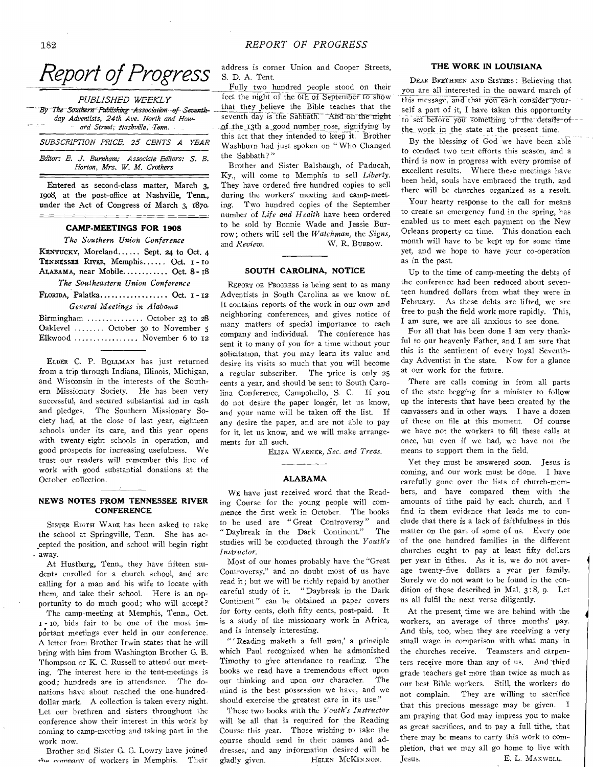# Report of Progress

*PUBLISHED WEEKLY*

*By The Southern Publishing Association of Seventh-day Adventists, 24th Ave. North and Howard Street, Nashville, Tenn.*

*SUBSCRIPTION PRICE, 25 CENTS A YEAR*

*Editor: E. J. Burnham; Associate Editors: S. B. Horton, Mrs. W. M. Crothers*

Entered as second-class matter, March 3, 1908, at the post-office at Nashville, Tenn., under the Act of Congress of March 3, 1870.

### CAMP-MEETINGS FOR 1908

*The Southern Union Conference*

KENTUCKY, Moreland...... Sept. 24 to Oct. 4
TENNESSEE RIVER, Memphis...... Oct. 1 - 10
ALABAMA, near Mobile........... Oct. 8 - 18

*The Southeastern Union Conference*

FLORIDA, Palatka.................. Oct. 1 - 12

*General Meetings in Alabama*

Birmingham ............... October 23 to 28
Oaklevel ........ October 30 to November 5
Elkwood ................. November 6 to 12

ELDER C. P. BOLLMAN has just returned from a trip through Indiana, Illinois, Michigan, and Wisconsin in the interests of the Southern Missionary Society. He has been very successful, and secured substantial aid in cash and pledges. The Southern Missionary Society had, at the close of last year, eighteen schools under its care, and this year opens with twenty-eight schools in operation, and good prospects for increasing usefulness. We trust our readers will remember this line of work with good substantial donations at the October collection.

### NEWS NOTES FROM TENNESSEE RIVER CONFERENCE

SISTER EDITH WADE has been asked to take the school at Springville, Tenn. She has accepted the position, and school will begin right away.

At Hustburg, Tenn., they have fifteen students enrolled for a church school, and are calling for a man and his wife to locate with them, and take their school. Here is an opportunity to do much good; who will accept?

The camp-meeting at Memphis, Tenn., Oct. 1 - 10, bids fair to be one of the most important meetings ever held in our conference. A letter from Brother Irwin states that he will bring with him from Washington Brother G. B. Thompson or K. C. Russell to attend our meeting. The interest here in the tent-meetings is good; hundreds are in attendance. The donations have about reached the one-hundred-dollar mark. A collection is taken every night. Let our brethren and sisters throughout the conference show their interest in this work by coming to camp-meeting and taking part in the work now.

Brother and Sister G. G. Lowry have joined the company of workers in Memphis. Their address is corner Union and Cooper Streets, S. D. A. Tent.

Fully two hundred people stood on their feet the night of the 6th of September to show that they believe the Bible teaches that the seventh day is the Sabbath. And on the night of the 13th a good number rose, signifying by this act that they intended to keep it. Brother Washburn had just spoken on "Who Changed the Sabbath?"

Brother and Sister Balsbaugh, of Paducah, Ky., will come to Memphis to sell *Liberty*. They have ordered five hundred copies to sell during the workers' meeting and camp-meeting. Two hundred copies of the September number of *Life and Health* have been ordered to be sold by Bonnie Wade and Jessie Burrow; others will sell the *Watchman*, the *Signs*, and *Review*.

W. R. BURROW.

### SOUTH CAROLINA, NOTICE

REPORT OF PROGRESS is being sent to as many Adventists in South Carolina as we know of. It contains reports of the work in our own and neighboring conferences, and gives notice of many matters of special importance to each company and individual. The conference has sent it to many of you for a time without your solicitation, that you may learn its value and desire its visits so much that you will become a regular subscriber. The price is only 25 cents a year, and should be sent to South Carolina Conference, Campobello, S. C. If you do not desire the paper longer, let us know, and your name will be taken off the list. If any desire the paper, and are not able to pay for it, let us know, and we will make arrangements for all such.

ELIZA WARNER, *Sec. and Treas.*

### ALABAMA

WE have just received word that the Reading Course for the young people will commence the first week in October. The books to be used are "Great Controversy" and "Daybreak in the Dark Continent." The studies will be conducted through the *Youth's Instructor*.

Most of our homes probably have the "Great Controversy," and no doubt most of us have read it; but we will be richly repaid by another careful study of it. "Daybreak in the Dark Continent" can be obtained in paper covers for forty cents, cloth fifty cents, post-paid. It is a study of the missionary work in Africa, and is intensely interesting.

"'Reading maketh a full man,' a principle which Paul recognized when he admonished Timothy to give attendance to reading. The books we read have a tremendous effect upon our thinking and upon our character. The mind is the best possession we have, and we should exercise the greatest care in its use."

These two books with the *Youth's Instructor* will be all that is required for the Reading Course this year. Those wishing to take the course should send in their names and addresses, and any information desired will be gladly given.

HELEN MCKINNON.

### THE WORK IN LOUISIANA

DEAR BRETHREN AND SISTERS: Believing that you are all interested in the onward march of this message, and that you each consider yourself a part of it, I have taken this opportunity to set before you something of the details of the work in the state at the present time.

By the blessing of God we have been able to conduct two tent efforts this season, and a third is now in progress with every promise of excellent results. Where these meetings have been held, souls have embraced the truth, and there will be churches organized as a result.

Your hearty response to the call for means to create an emergency fund in the spring, has enabled us to meet each payment on the New Orleans property on time. This donation each month will have to be kept up for some time yet, and we hope to have your co-operation as in the past.

Up to the time of camp-meeting the debts of the conference had been reduced about seventeen hundred dollars from what they were in February. As these debts are lifted, we are free to push the field work more rapidly. This, I am sure, we are all anxious to see done.

For all that has been done I am very thankful to our heavenly Father, and I am sure that this is the sentiment of every loyal Seventh-day Adventist in the state. Now for a glance at our work for the future.

There are calls coming in from all parts of the state begging for a minister to follow up the interests that have been created by the canvassers and in other ways. I have a dozen of these on file at this moment. Of course we have not the workers to fill these calls at once, but even if we had, we have not the means to support them in the field.

Yet they must be answered soon. Jesus is coming, and our work must be done. I have carefully gone over the lists of church-members, and have compared them with the amounts of tithe paid by each church, and I find in them evidence that leads me to conclude that there is a lack of faithfulness in this matter on the part of some of us. Every one of the one hundred families in the different churches ought to pay at least fifty dollars per year in tithes. As it is, we do not average twenty-five dollars a year per family. Surely we do not want to be found in the condition of those described in Mal. 3:8, 9. Let us all fulfil the next verse diligently.

At the present time we are behind with the workers, an average of three months' pay. And this, too, when they are receiving a very small wage in comparison with what many in the churches receive. Teamsters and carpenters receive more than any of us. And third grade teachers get more than twice as much as our best Bible workers. Still, the workers do not complain. They are willing to sacrifice that this precious message may be given. I am praying that God may impress you to make as great sacrifices, and to pay a full tithe, that there may be means to carry this work to completion, that we may all go home to live with Jesus.

E. L. MAXWELL.